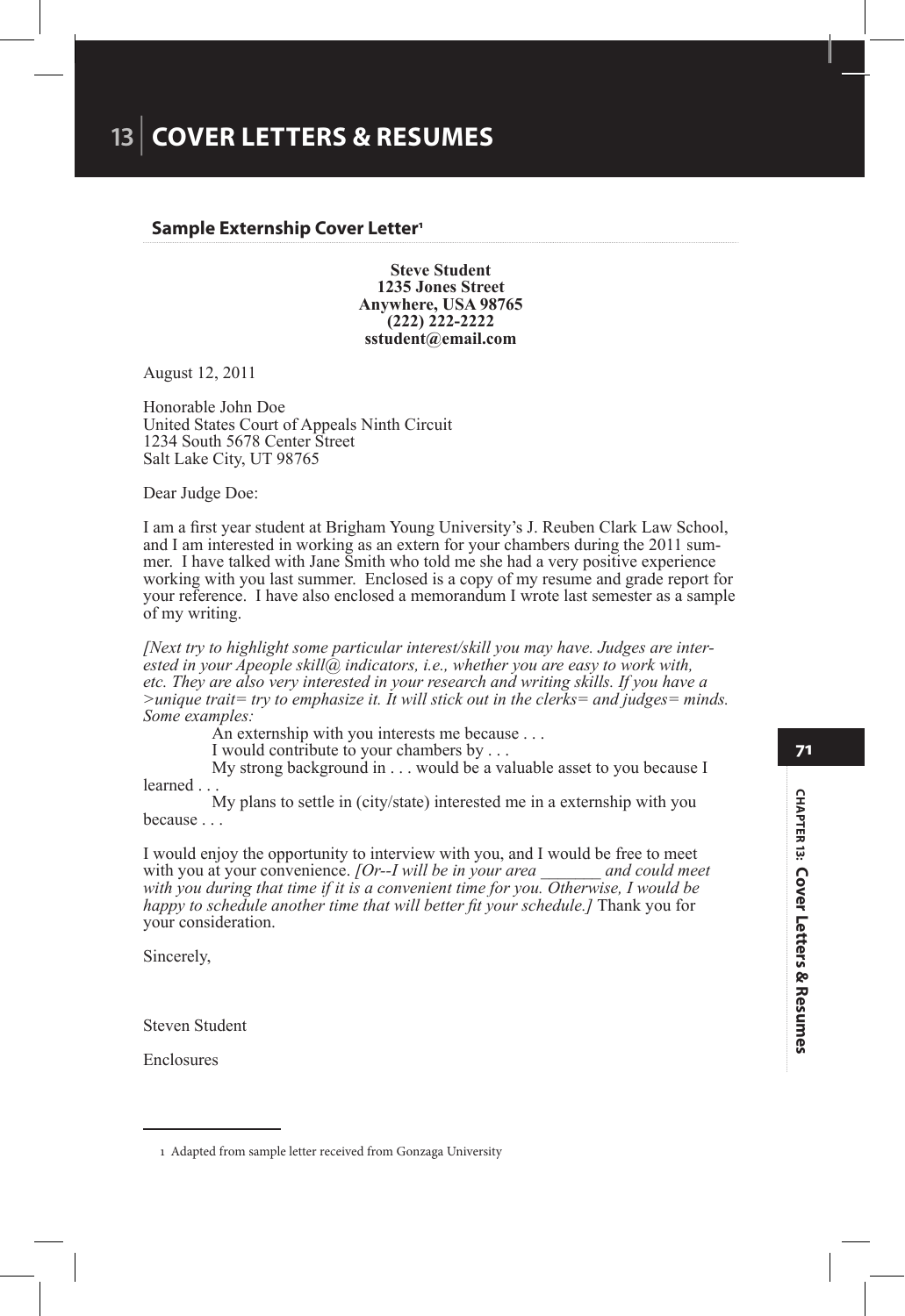# 13 | COVER LETTERS & RESUMES

## Sample Externship Cover Letter[1]

**Steve Student**
**1235 Jones Street**
**Anywhere, USA 98765**
**(222) 222-2222**
**sstudent@email.com**

August 12, 2011

Honorable John Doe
United States Court of Appeals Ninth Circuit
1234 South 5678 Center Street
Salt Lake City, UT 98765

Dear Judge Doe:

I am a first year student at Brigham Young University's J. Reuben Clark Law School, and I am interested in working as an extern for your chambers during the 2011 summer. I have talked with Jane Smith who told me she had a very positive experience working with you last summer. Enclosed is a copy of my resume and grade report for your reference. I have also enclosed a memorandum I wrote last semester as a sample of my writing.

*[Next try to highlight some particular interest/skill you may have. Judges are interested in your Apeople skill@ indicators, i.e., whether you are easy to work with, etc. They are also very interested in your research and writing skills. If you have a >unique trait= try to emphasize it. It will stick out in the clerks= and judges= minds. Some examples:*

An externship with you interests me because . . .

I would contribute to your chambers by . . .

My strong background in . . . would be a valuable asset to you because I learned . . .

My plans to settle in (city/state) interested me in a externship with you because . . .

I would enjoy the opportunity to interview with you, and I would be free to meet with you at your convenience. *[Or--I will be in your area _______ and could meet with you during that time if it is a convenient time for you. Otherwise, I would be happy to schedule another time that will better fit your schedule.]* Thank you for your consideration.

Sincerely,

Steven Student

Enclosures

---

1 Adapted from sample letter received from Gonzaga University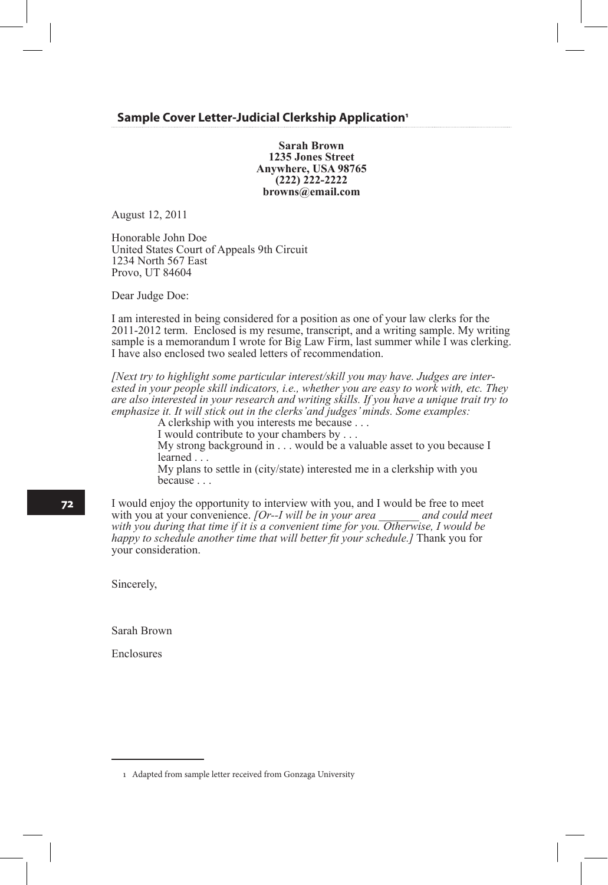## Sample Cover Letter-Judicial Clerkship Application[1]

**Sarah Brown**
**1235 Jones Street**
**Anywhere, USA 98765**
**(222) 222-2222**
**browns@email.com**

August 12, 2011

Honorable John Doe
United States Court of Appeals 9th Circuit
1234 North 567 East
Provo, UT 84604

Dear Judge Doe:

I am interested in being considered for a position as one of your law clerks for the 2011-2012 term. Enclosed is my resume, transcript, and a writing sample. My writing sample is a memorandum I wrote for Big Law Firm, last summer while I was clerking. I have also enclosed two sealed letters of recommendation.

*[Next try to highlight some particular interest/skill you may have. Judges are interested in your people skill indicators, i.e., whether you are easy to work with, etc. They are also interested in your research and writing skills. If you have a unique trait try to emphasize it. It will stick out in the clerks' and judges' minds. Some examples:*

> A clerkship with you interests me because . . .
> I would contribute to your chambers by . . .
> My strong background in . . . would be a valuable asset to you because I learned . . .
> My plans to settle in (city/state) interested me in a clerkship with you because . . .

I would enjoy the opportunity to interview with you, and I would be free to meet with you at your convenience. *[Or--I will be in your area _______ and could meet with you during that time if it is a convenient time for you. Otherwise, I would be happy to schedule another time that will better fit your schedule.]* Thank you for your consideration.

Sincerely,

Sarah Brown

Enclosures

---

1 Adapted from sample letter received from Gonzaga University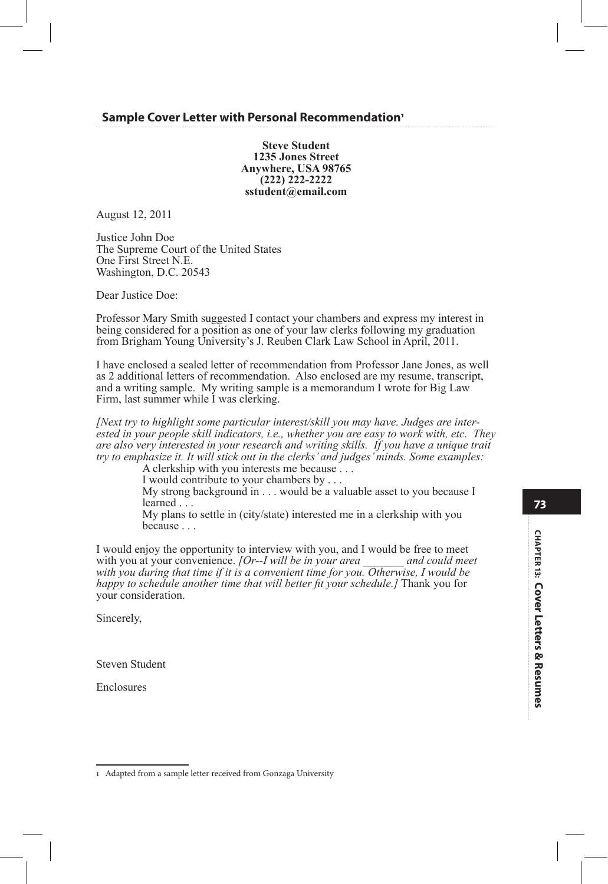## Sample Cover Letter with Personal Recommendation[1]

**Steve Student**
**1235 Jones Street**
**Anywhere, USA 98765**
**(222) 222-2222**
**sstudent@email.com**

August 12, 2011

Justice John Doe
The Supreme Court of the United States
One First Street N.E.
Washington, D.C. 20543

Dear Justice Doe:

Professor Mary Smith suggested I contact your chambers and express my interest in being considered for a position as one of your law clerks following my graduation from Brigham Young University's J. Reuben Clark Law School in April, 2011.

I have enclosed a sealed letter of recommendation from Professor Jane Jones, as well as 2 additional letters of recommendation. Also enclosed are my resume, transcript, and a writing sample. My writing sample is a memorandum I wrote for Big Law Firm, last summer while I was clerking.

*[Next try to highlight some particular interest/skill you may have. Judges are interested in your people skill indicators, i.e., whether you are easy to work with, etc. They are also very interested in your research and writing skills. If you have a unique trait try to emphasize it. It will stick out in the clerks' and judges' minds. Some examples:*

> A clerkship with you interests me because . . .
> I would contribute to your chambers by . . .
> My strong background in . . . would be a valuable asset to you because I learned . . .
> My plans to settle in (city/state) interested me in a clerkship with you because . . .

I would enjoy the opportunity to interview with you, and I would be free to meet with you at your convenience. *[Or--I will be in your area \_\_\_\_\_\_\_ and could meet with you during that time if it is a convenient time for you. Otherwise, I would be happy to schedule another time that will better fit your schedule.]* Thank you for your consideration.

Sincerely,

Steven Student

Enclosures

---

[1] Adapted from a sample letter received from Gonzaga University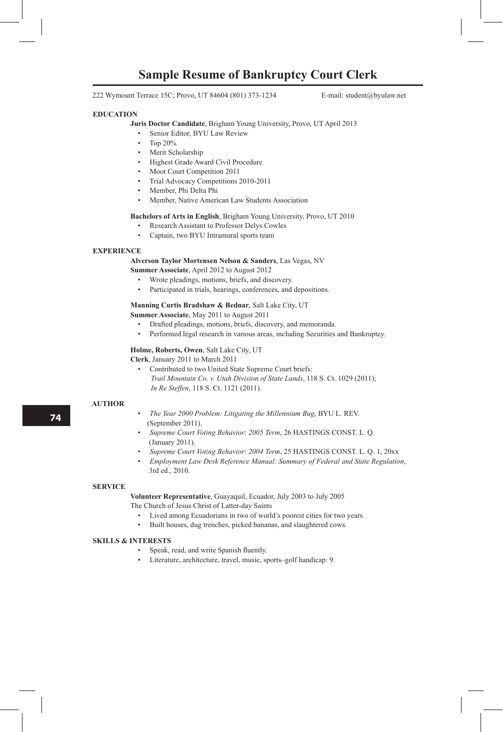# Sample Resume of Bankruptcy Court Clerk

222 Wymount Terrace 15C; Provo, UT 84604 (801) 373-1234 E-mail: student@byulaw.net

**EDUCATION**

**Juris Doctor Candidate**, Brigham Young University, Provo, UT April 2013

- Senior Editor, BYU Law Review
- Top 20%
- Merit Scholarship
- Highest Grade Award Civil Procedure
- Moot Court Competition 2011
- Trial Advocacy Competitions 2010-2011
- Member, Phi Delta Phi
- Member, Native American Law Students Association

**Bachelors of Arts in English**, Brigham Young University, Provo, UT 2010

- Research Assistant to Professor Delys Cowles
- Captain, two BYU Intramural sports team

**EXPERIENCE**

**Alverson Taylor Mortensen Nelson & Sanders**, Las Vegas, NV
**Summer Associate**, April 2012 to August 2012

- Wrote pleadings, motions, briefs, and discovery.
- Participated in trials, hearings, conferences, and depositions.

**Manning Curtis Bradshaw & Bednar**, Salt Lake City, UT
**Summer Associate**, May 2011 to August 2011

- Drafted pleadings, motions, briefs, discovery, and memoranda.
- Performed legal research in various areas, including Securities and Bankruptcy.

**Holme, Roberts, Owen**, Salt Lake City, UT
**Clerk**, January 2011 to March 2011

- Contributed to two United State Supreme Court briefs:
  *Trail Mountain Co. v. Utah Division of State Lands*, 118 S. Ct. 1029 (2011);
  *In Re Steffen*, 118 S. Ct. 1121 (2011).

**AUTHOR**

- *The Year 2000 Problem: Litigating the Millennium Bug*, BYU L. REV. (September 2011).
- *Supreme Court Voting Behavior*: *2005 Term*, 26 HASTINGS CONST. L. Q. (January 2011).
- *Supreme Court Voting Behavior*: *2004 Term*, 25 HASTINGS CONST. L. Q. 1, 20xx
- *Employment Law Desk Reference Manual: Summary of Federal and State Regulation*, 3rd ed., 2010.

**SERVICE**

**Volunteer Representative**, Guayaquil, Ecuador, July 2003 to July 2005
The Church of Jesus Christ of Latter-day Saints

- Lived among Ecuadorians in two of world's poorest cities for two years.
- Built houses, dug trenches, picked bananas, and slaughtered cows.

**SKILLS & INTERESTS**

- Speak, read, and write Spanish fluently.
- Literature, architecture, travel, music, sports–golf handicap: 9.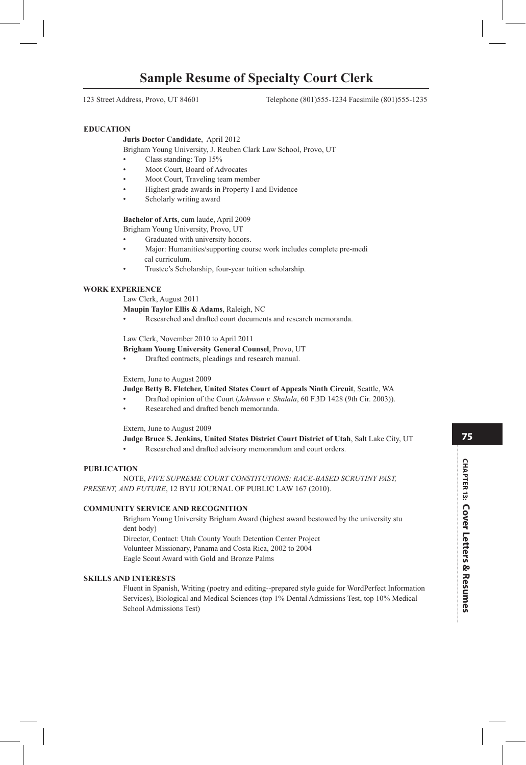# Sample Resume of Specialty Court Clerk

123 Street Address, Provo, UT 84601 Telephone (801)555-1234 Facsimile (801)555-1235

**EDUCATION**

**Juris Doctor Candidate**, April 2012
Brigham Young University, J. Reuben Clark Law School, Provo, UT

- Class standing: Top 15%
- Moot Court, Board of Advocates
- Moot Court, Traveling team member
- Highest grade awards in Property I and Evidence
- Scholarly writing award

**Bachelor of Arts**, cum laude, April 2009
Brigham Young University, Provo, UT

- Graduated with university honors.
- Major: Humanities/supporting course work includes complete pre-medi cal curriculum.
- Trustee's Scholarship, four-year tuition scholarship.

**WORK EXPERIENCE**

Law Clerk, August 2011
**Maupin Taylor Ellis & Adams**, Raleigh, NC

- Researched and drafted court documents and research memoranda.

Law Clerk, November 2010 to April 2011
**Brigham Young University General Counsel**, Provo, UT

- Drafted contracts, pleadings and research manual.

Extern, June to August 2009
**Judge Betty B. Fletcher, United States Court of Appeals Ninth Circuit**, Seattle, WA

- Drafted opinion of the Court (*Johnson v. Shalala*, 60 F.3D 1428 (9th Cir. 2003)).
- Researched and drafted bench memoranda.

Extern, June to August 2009
**Judge Bruce S. Jenkins, United States District Court District of Utah**, Salt Lake City, UT

- Researched and drafted advisory memorandum and court orders.

**PUBLICATION**

NOTE, *FIVE SUPREME COURT CONSTITUTIONS: RACE-BASED SCRUTINY PAST, PRESENT, AND FUTURE*, 12 BYU JOURNAL OF PUBLIC LAW 167 (2010).

**COMMUNITY SERVICE AND RECOGNITION**

Brigham Young University Brigham Award (highest award bestowed by the university stu dent body)
Director, Contact: Utah County Youth Detention Center Project
Volunteer Missionary, Panama and Costa Rica, 2002 to 2004
Eagle Scout Award with Gold and Bronze Palms

**SKILLS AND INTERESTS**

Fluent in Spanish, Writing (poetry and editing--prepared style guide for WordPerfect Information Services), Biological and Medical Sciences (top 1% Dental Admissions Test, top 10% Medical School Admissions Test)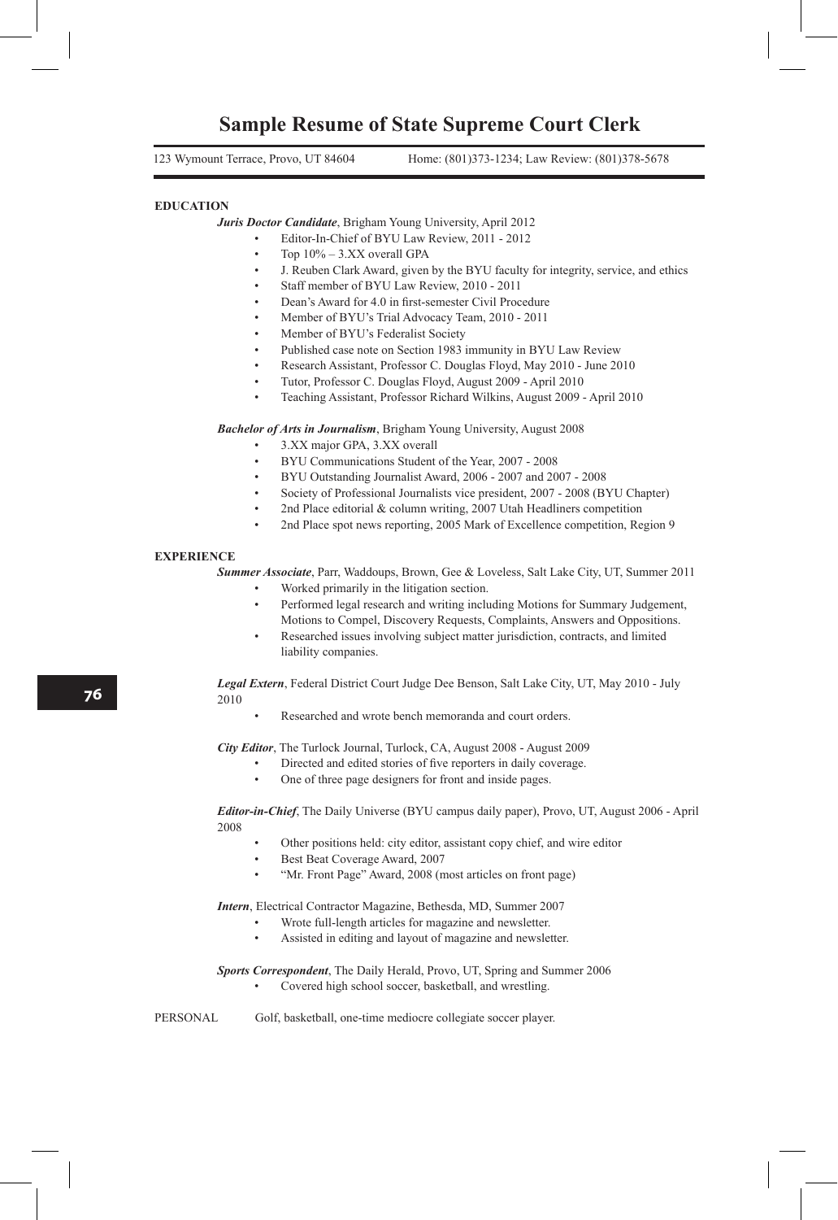# Sample Resume of State Supreme Court Clerk

123 Wymount Terrace, Provo, UT 84604 Home: (801)373-1234; Law Review: (801)378-5678

**EDUCATION**

***Juris Doctor Candidate***, Brigham Young University, April 2012

- Editor-In-Chief of BYU Law Review, 2011 - 2012
- Top 10% – 3.XX overall GPA
- J. Reuben Clark Award, given by the BYU faculty for integrity, service, and ethics
- Staff member of BYU Law Review, 2010 - 2011
- Dean's Award for 4.0 in first-semester Civil Procedure
- Member of BYU's Trial Advocacy Team, 2010 - 2011
- Member of BYU's Federalist Society
- Published case note on Section 1983 immunity in BYU Law Review
- Research Assistant, Professor C. Douglas Floyd, May 2010 - June 2010
- Tutor, Professor C. Douglas Floyd, August 2009 - April 2010
- Teaching Assistant, Professor Richard Wilkins, August 2009 - April 2010

***Bachelor of Arts in Journalism***, Brigham Young University, August 2008

- 3.XX major GPA, 3.XX overall
- BYU Communications Student of the Year, 2007 - 2008
- BYU Outstanding Journalist Award, 2006 - 2007 and 2007 - 2008
- Society of Professional Journalists vice president, 2007 - 2008 (BYU Chapter)
- 2nd Place editorial & column writing, 2007 Utah Headliners competition
- 2nd Place spot news reporting, 2005 Mark of Excellence competition, Region 9

**EXPERIENCE**

***Summer Associate***, Parr, Waddoups, Brown, Gee & Loveless, Salt Lake City, UT, Summer 2011

- Worked primarily in the litigation section.
- Performed legal research and writing including Motions for Summary Judgement, Motions to Compel, Discovery Requests, Complaints, Answers and Oppositions.
- Researched issues involving subject matter jurisdiction, contracts, and limited liability companies.

***Legal Extern***, Federal District Court Judge Dee Benson, Salt Lake City, UT, May 2010 - July 2010

- Researched and wrote bench memoranda and court orders.

***City Editor***, The Turlock Journal, Turlock, CA, August 2008 - August 2009

- Directed and edited stories of five reporters in daily coverage.
- One of three page designers for front and inside pages.

***Editor-in-Chief***, The Daily Universe (BYU campus daily paper), Provo, UT, August 2006 - April 2008

- Other positions held: city editor, assistant copy chief, and wire editor
- Best Beat Coverage Award, 2007
- "Mr. Front Page" Award, 2008 (most articles on front page)

***Intern***, Electrical Contractor Magazine, Bethesda, MD, Summer 2007

- Wrote full-length articles for magazine and newsletter.
- Assisted in editing and layout of magazine and newsletter.

***Sports Correspondent***, The Daily Herald, Provo, UT, Spring and Summer 2006

- Covered high school soccer, basketball, and wrestling.

PERSONAL Golf, basketball, one-time mediocre collegiate soccer player.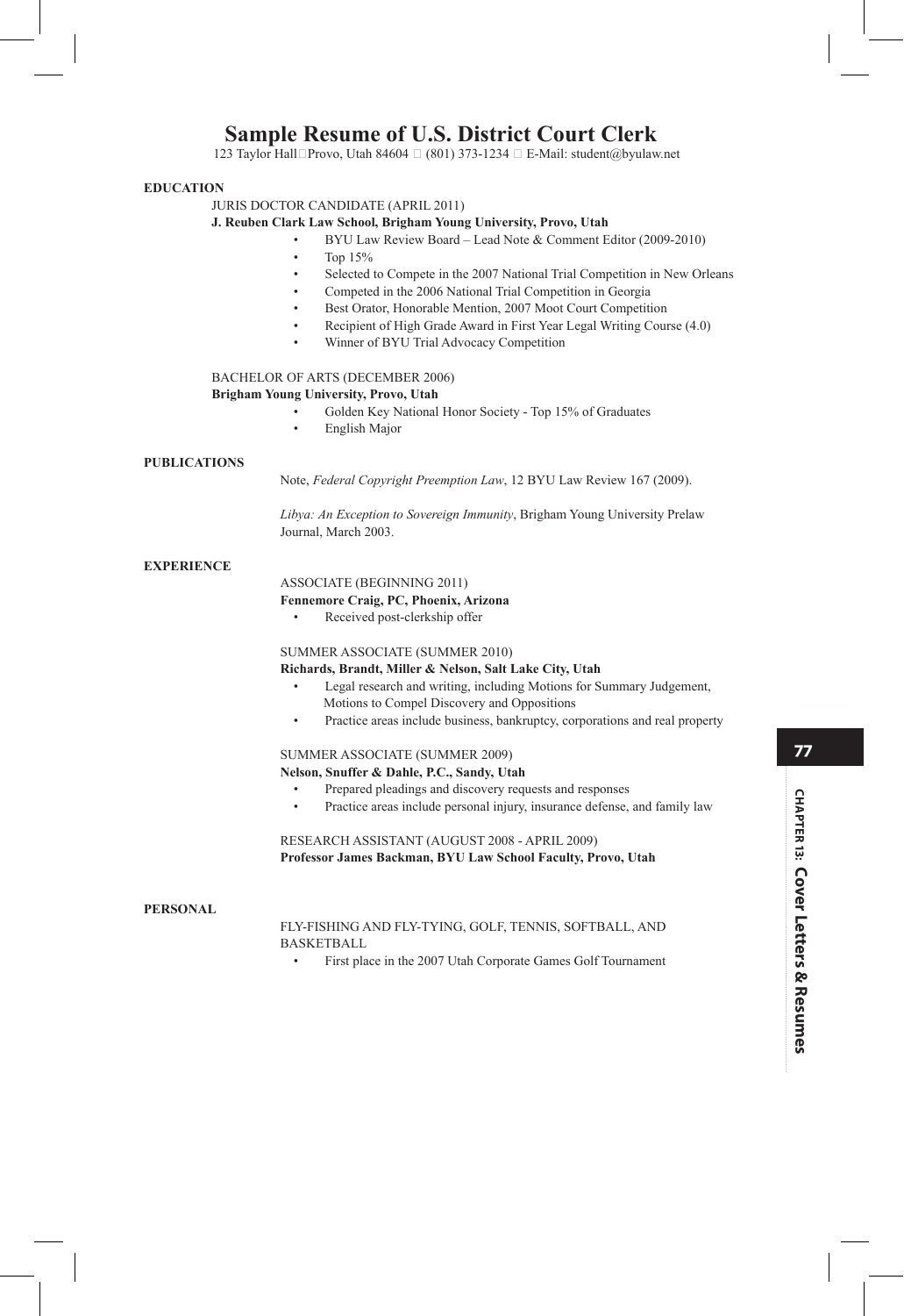# Sample Resume of U.S. District Court Clerk

123 Taylor Hall Provo, Utah 84604 (801) 373-1234 E-Mail: student@byulaw.net

**EDUCATION**

JURIS DOCTOR CANDIDATE (APRIL 2011)

**J. Reuben Clark Law School, Brigham Young University, Provo, Utah**

- BYU Law Review Board – Lead Note & Comment Editor (2009-2010)
- Top 15%
- Selected to Compete in the 2007 National Trial Competition in New Orleans
- Competed in the 2006 National Trial Competition in Georgia
- Best Orator, Honorable Mention, 2007 Moot Court Competition
- Recipient of High Grade Award in First Year Legal Writing Course (4.0)
- Winner of BYU Trial Advocacy Competition

BACHELOR OF ARTS (DECEMBER 2006)

**Brigham Young University, Provo, Utah**

- Golden Key National Honor Society - Top 15% of Graduates
- English Major

**PUBLICATIONS**

Note, *Federal Copyright Preemption Law*, 12 BYU Law Review 167 (2009).

*Libya: An Exception to Sovereign Immunity*, Brigham Young University Prelaw Journal, March 2003.

**EXPERIENCE**

ASSOCIATE (BEGINNING 2011)

**Fennemore Craig, PC, Phoenix, Arizona**

- Received post-clerkship offer

SUMMER ASSOCIATE (SUMMER 2010)

**Richards, Brandt, Miller & Nelson, Salt Lake City, Utah**

- Legal research and writing, including Motions for Summary Judgement, Motions to Compel Discovery and Oppositions
- Practice areas include business, bankruptcy, corporations and real property

SUMMER ASSOCIATE (SUMMER 2009)

**Nelson, Snuffer & Dahle, P.C., Sandy, Utah**

- Prepared pleadings and discovery requests and responses
- Practice areas include personal injury, insurance defense, and family law

RESEARCH ASSISTANT (AUGUST 2008 - APRIL 2009)

**Professor James Backman, BYU Law School Faculty, Provo, Utah**

**PERSONAL**

FLY-FISHING AND FLY-TYING, GOLF, TENNIS, SOFTBALL, AND BASKETBALL

- First place in the 2007 Utah Corporate Games Golf Tournament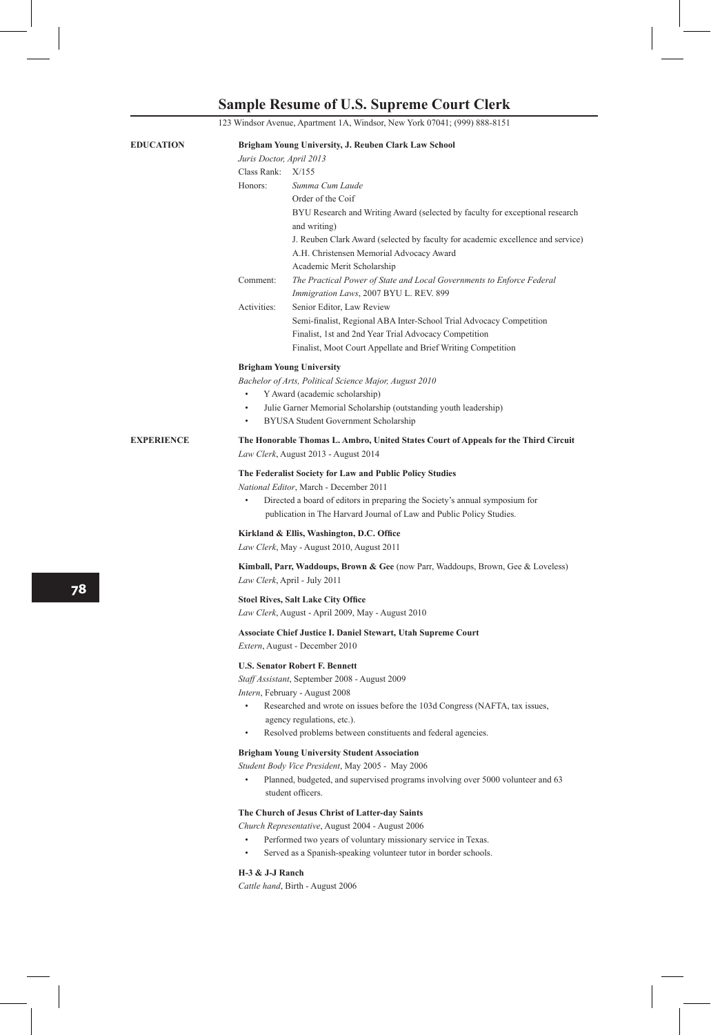# Sample Resume of U.S. Supreme Court Clerk

123 Windsor Avenue, Apartment 1A, Windsor, New York 07041; (999) 888-8151

## EDUCATION

**Brigham Young University, J. Reuben Clark Law School**
*Juris Doctor, April 2013*

Class Rank: X/155

Honors:
- *Summa Cum Laude*
- Order of the Coif
- BYU Research and Writing Award (selected by faculty for exceptional research and writing)
- J. Reuben Clark Award (selected by faculty for academic excellence and service)
- A.H. Christensen Memorial Advocacy Award
- Academic Merit Scholarship

Comment: *The Practical Power of State and Local Governments to Enforce Federal Immigration Laws*, 2007 BYU L. REV. 899

Activities:
- Senior Editor, Law Review
- Semi-finalist, Regional ABA Inter-School Trial Advocacy Competition
- Finalist, 1st and 2nd Year Trial Advocacy Competition
- Finalist, Moot Court Appellate and Brief Writing Competition

**Brigham Young University**
*Bachelor of Arts, Political Science Major, August 2010*
- Y Award (academic scholarship)
- Julie Garner Memorial Scholarship (outstanding youth leadership)
- BYUSA Student Government Scholarship

## EXPERIENCE

**The Honorable Thomas L. Ambro, United States Court of Appeals for the Third Circuit**
*Law Clerk*, August 2013 - August 2014

**The Federalist Society for Law and Public Policy Studies**
*National Editor*, March - December 2011
- Directed a board of editors in preparing the Society's annual symposium for publication in The Harvard Journal of Law and Public Policy Studies.

**Kirkland & Ellis, Washington, D.C. Office**
*Law Clerk*, May - August 2010, August 2011

**Kimball, Parr, Waddoups, Brown & Gee** (now Parr, Waddoups, Brown, Gee & Loveless)
*Law Clerk*, April - July 2011

**Stoel Rives, Salt Lake City Office**
*Law Clerk*, August - April 2009, May - August 2010

**Associate Chief Justice I. Daniel Stewart, Utah Supreme Court**
*Extern*, August - December 2010

**U.S. Senator Robert F. Bennett**
*Staff Assistant*, September 2008 - August 2009
*Intern*, February - August 2008
- Researched and wrote on issues before the 103d Congress (NAFTA, tax issues, agency regulations, etc.).
- Resolved problems between constituents and federal agencies.

**Brigham Young University Student Association**
*Student Body Vice President*, May 2005 - May 2006
- Planned, budgeted, and supervised programs involving over 5000 volunteer and 63 student officers.

**The Church of Jesus Christ of Latter-day Saints**
*Church Representative*, August 2004 - August 2006
- Performed two years of voluntary missionary service in Texas.
- Served as a Spanish-speaking volunteer tutor in border schools.

**H-3 & J-J Ranch**
*Cattle hand*, Birth - August 2006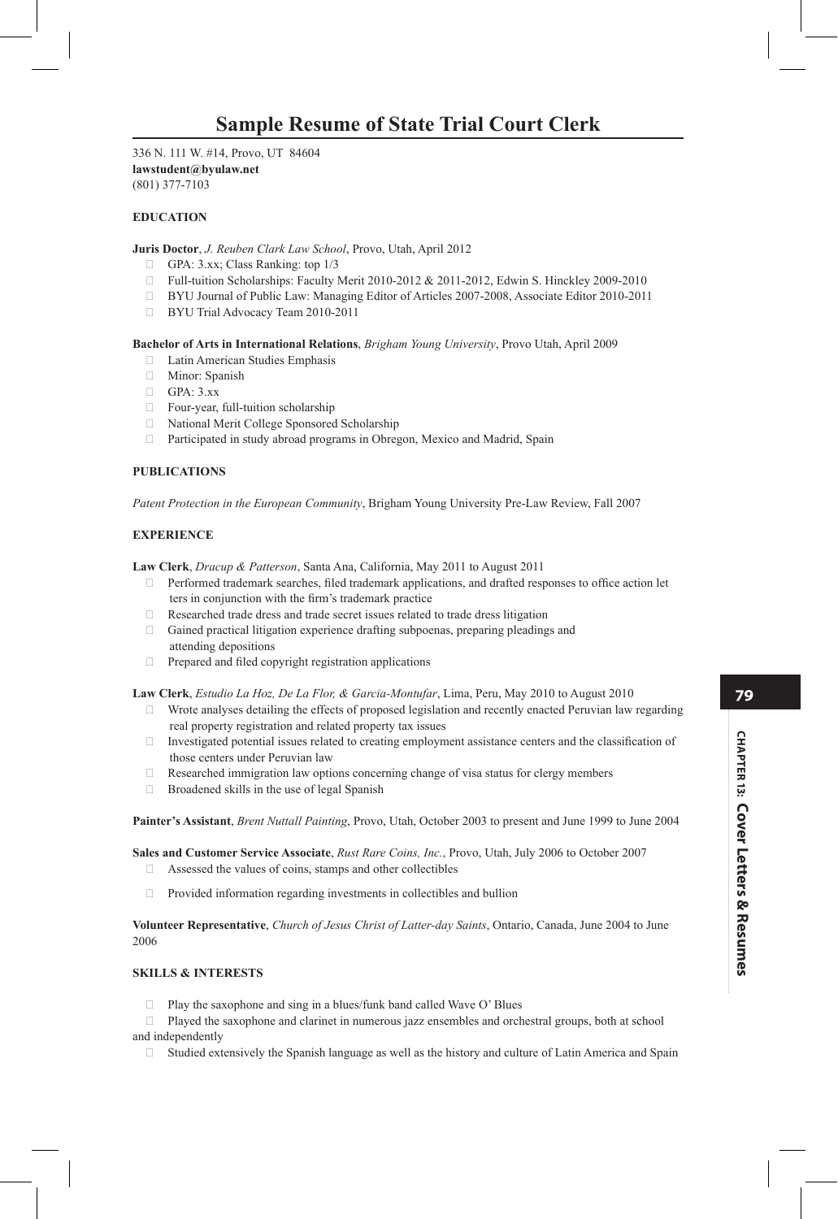# Sample Resume of State Trial Court Clerk

336 N. 111 W. #14, Provo, UT 84604
**lawstudent@byulaw.net**
(801) 377-7103

**EDUCATION**

**Juris Doctor**, *J. Reuben Clark Law School*, Provo, Utah, April 2012

- GPA: 3.xx; Class Ranking: top 1/3
- Full-tuition Scholarships: Faculty Merit 2010-2012 & 2011-2012, Edwin S. Hinckley 2009-2010
- BYU Journal of Public Law: Managing Editor of Articles 2007-2008, Associate Editor 2010-2011
- BYU Trial Advocacy Team 2010-2011

**Bachelor of Arts in International Relations**, *Brigham Young University*, Provo Utah, April 2009

- Latin American Studies Emphasis
- Minor: Spanish
- GPA: 3.xx
- Four-year, full-tuition scholarship
- National Merit College Sponsored Scholarship
- Participated in study abroad programs in Obregon, Mexico and Madrid, Spain

**PUBLICATIONS**

*Patent Protection in the European Community*, Brigham Young University Pre-Law Review, Fall 2007

**EXPERIENCE**

**Law Clerk**, *Dracup & Patterson*, Santa Ana, California, May 2011 to August 2011

- Performed trademark searches, filed trademark applications, and drafted responses to office action let ters in conjunction with the firm's trademark practice
- Researched trade dress and trade secret issues related to trade dress litigation
- Gained practical litigation experience drafting subpoenas, preparing pleadings and attending depositions
- Prepared and filed copyright registration applications

**Law Clerk**, *Estudio La Hoz, De La Flor, & Garcia-Montufar*, Lima, Peru, May 2010 to August 2010

- Wrote analyses detailing the effects of proposed legislation and recently enacted Peruvian law regarding real property registration and related property tax issues
- Investigated potential issues related to creating employment assistance centers and the classification of those centers under Peruvian law
- Researched immigration law options concerning change of visa status for clergy members
- Broadened skills in the use of legal Spanish

**Painter's Assistant**, *Brent Nuttall Painting*, Provo, Utah, October 2003 to present and June 1999 to June 2004

**Sales and Customer Service Associate**, *Rust Rare Coins, Inc.*, Provo, Utah, July 2006 to October 2007

- Assessed the values of coins, stamps and other collectibles
- Provided information regarding investments in collectibles and bullion

**Volunteer Representative**, *Church of Jesus Christ of Latter-day Saints*, Ontario, Canada, June 2004 to June 2006

**SKILLS & INTERESTS**

- Play the saxophone and sing in a blues/funk band called Wave O' Blues
- Played the saxophone and clarinet in numerous jazz ensembles and orchestral groups, both at school and independently
- Studied extensively the Spanish language as well as the history and culture of Latin America and Spain